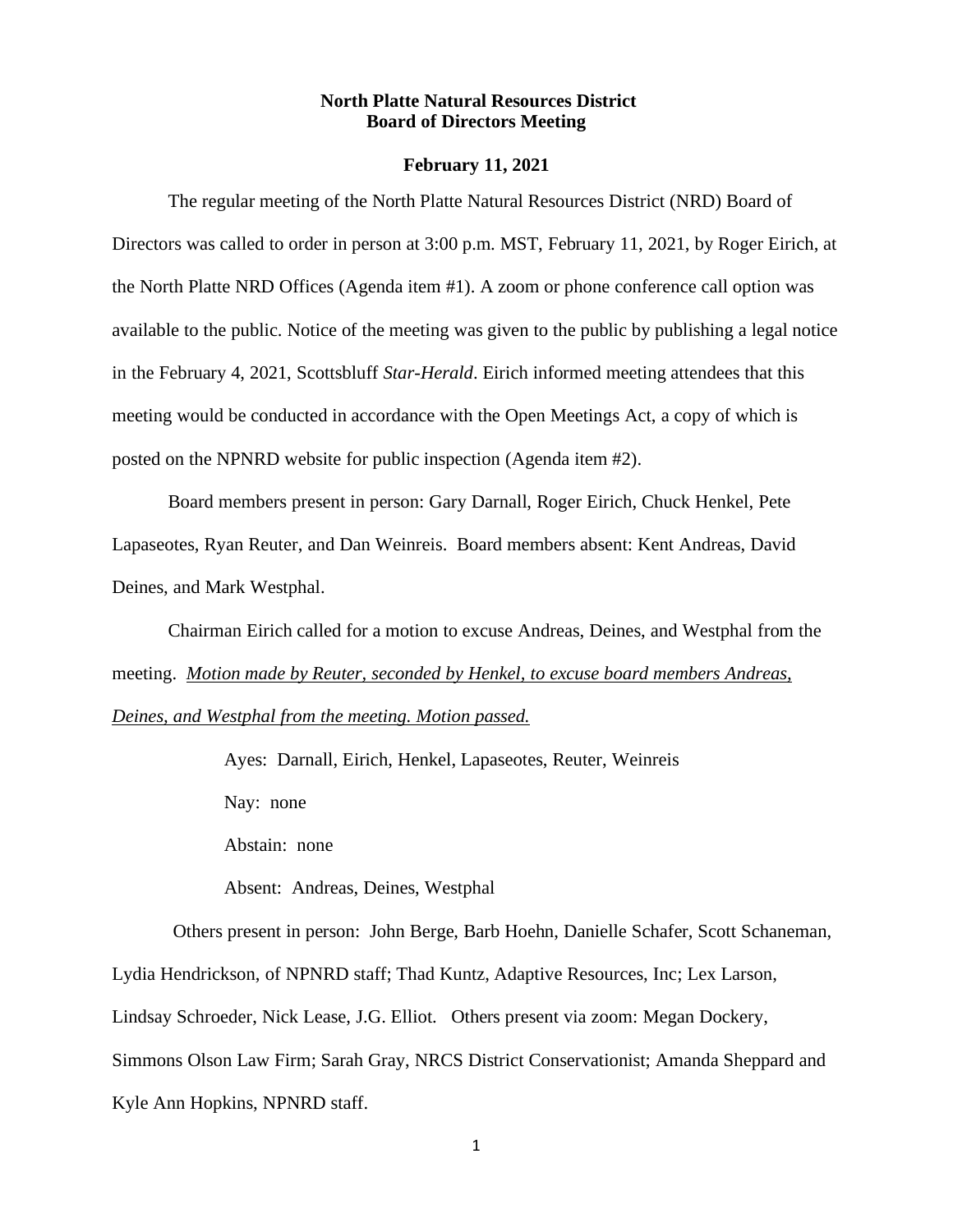**North Platte Natural Resources District**
**Board of Directors Meeting**

**February 11, 2021**

The regular meeting of the North Platte Natural Resources District (NRD) Board of Directors was called to order in person at 3:00 p.m. MST, February 11, 2021, by Roger Eirich, at the North Platte NRD Offices (Agenda item #1). A zoom or phone conference call option was available to the public. Notice of the meeting was given to the public by publishing a legal notice in the February 4, 2021, Scottsbluff *Star-Herald*. Eirich informed meeting attendees that this meeting would be conducted in accordance with the Open Meetings Act, a copy of which is posted on the NPNRD website for public inspection (Agenda item #2).

Board members present in person: Gary Darnall, Roger Eirich, Chuck Henkel, Pete Lapaseotes, Ryan Reuter, and Dan Weinreis. Board members absent: Kent Andreas, David Deines, and Mark Westphal.

Chairman Eirich called for a motion to excuse Andreas, Deines, and Westphal from the meeting. <u>*Motion made by Reuter, seconded by Henkel, to excuse board members Andreas, Deines, and Westphal from the meeting. Motion passed.*</u>

Ayes: Darnall, Eirich, Henkel, Lapaseotes, Reuter, Weinreis

Nay: none

Abstain: none

Absent: Andreas, Deines, Westphal

Others present in person: John Berge, Barb Hoehn, Danielle Schafer, Scott Schaneman, Lydia Hendrickson, of NPNRD staff; Thad Kuntz, Adaptive Resources, Inc; Lex Larson, Lindsay Schroeder, Nick Lease, J.G. Elliot. Others present via zoom: Megan Dockery, Simmons Olson Law Firm; Sarah Gray, NRCS District Conservationist; Amanda Sheppard and Kyle Ann Hopkins, NPNRD staff.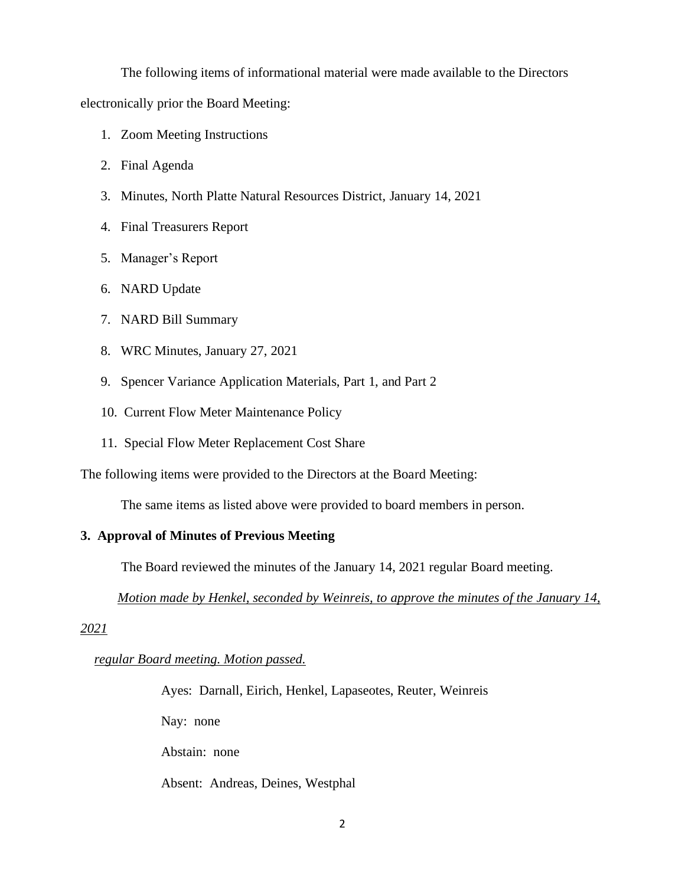The following items of informational material were made available to the Directors electronically prior the Board Meeting:

1. Zoom Meeting Instructions
2. Final Agenda
3. Minutes, North Platte Natural Resources District, January 14, 2021
4. Final Treasurers Report
5. Manager's Report
6. NARD Update
7. NARD Bill Summary
8. WRC Minutes, January 27, 2021
9. Spencer Variance Application Materials, Part 1, and Part 2
10. Current Flow Meter Maintenance Policy
11. Special Flow Meter Replacement Cost Share

The following items were provided to the Directors at the Board Meeting:

The same items as listed above were provided to board members in person.

**3. Approval of Minutes of Previous Meeting**

The Board reviewed the minutes of the January 14, 2021 regular Board meeting.

*Motion made by Henkel, seconded by Weinreis, to approve the minutes of the January 14, 2021 regular Board meeting. Motion passed.*

Ayes: Darnall, Eirich, Henkel, Lapaseotes, Reuter, Weinreis

Nay: none

Abstain: none

Absent: Andreas, Deines, Westphal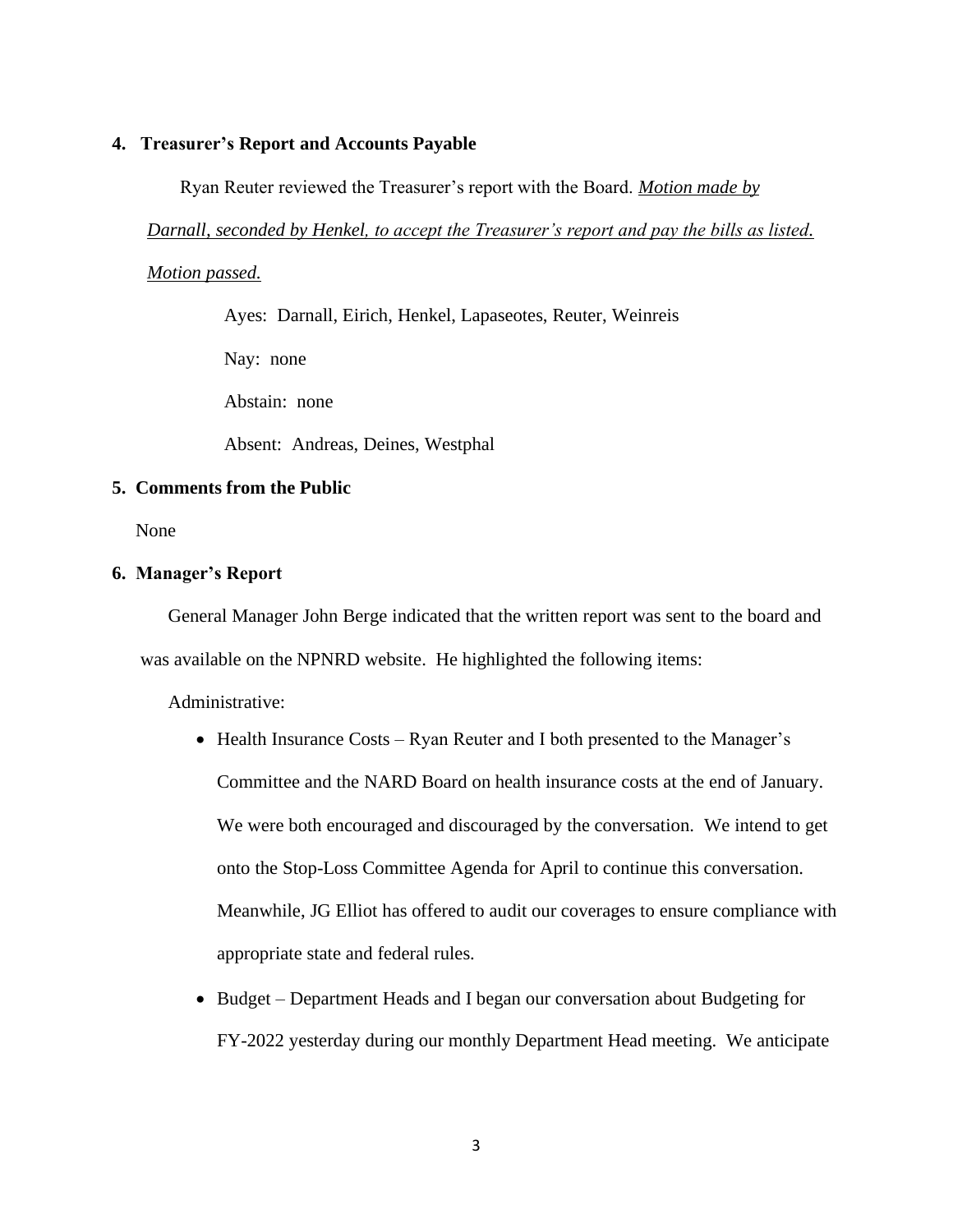## 4. Treasurer's Report and Accounts Payable

Ryan Reuter reviewed the Treasurer's report with the Board. *Motion made by Darnall, seconded by Henkel, to accept the Treasurer's report and pay the bills as listed. Motion passed.*

Ayes: Darnall, Eirich, Henkel, Lapaseotes, Reuter, Weinreis

Nay: none

Abstain: none

Absent: Andreas, Deines, Westphal

## 5. Comments from the Public

None

## 6. Manager's Report

General Manager John Berge indicated that the written report was sent to the board and was available on the NPNRD website. He highlighted the following items:

Administrative:

- Health Insurance Costs – Ryan Reuter and I both presented to the Manager's Committee and the NARD Board on health insurance costs at the end of January. We were both encouraged and discouraged by the conversation. We intend to get onto the Stop-Loss Committee Agenda for April to continue this conversation. Meanwhile, JG Elliot has offered to audit our coverages to ensure compliance with appropriate state and federal rules.
- Budget – Department Heads and I began our conversation about Budgeting for FY-2022 yesterday during our monthly Department Head meeting. We anticipate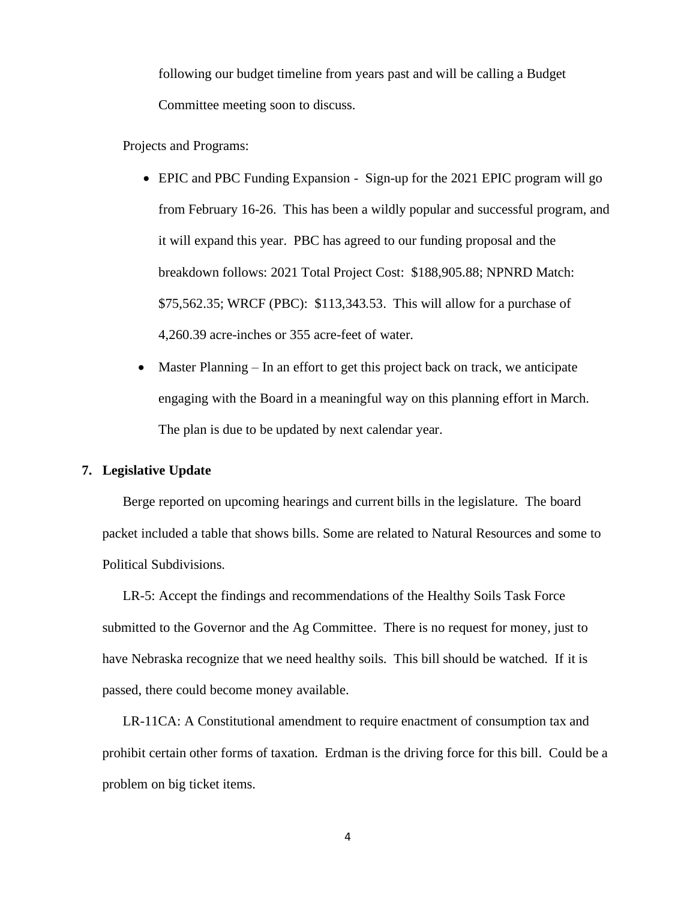following our budget timeline from years past and will be calling a Budget Committee meeting soon to discuss.

Projects and Programs:

- EPIC and PBC Funding Expansion - Sign-up for the 2021 EPIC program will go from February 16-26. This has been a wildly popular and successful program, and it will expand this year. PBC has agreed to our funding proposal and the breakdown follows: 2021 Total Project Cost: $188,905.88; NPNRD Match: $75,562.35; WRCF (PBC): $113,343.53. This will allow for a purchase of 4,260.39 acre-inches or 355 acre-feet of water.
- Master Planning – In an effort to get this project back on track, we anticipate engaging with the Board in a meaningful way on this planning effort in March. The plan is due to be updated by next calendar year.

**7. Legislative Update**

Berge reported on upcoming hearings and current bills in the legislature. The board packet included a table that shows bills. Some are related to Natural Resources and some to Political Subdivisions.

LR-5: Accept the findings and recommendations of the Healthy Soils Task Force submitted to the Governor and the Ag Committee. There is no request for money, just to have Nebraska recognize that we need healthy soils. This bill should be watched. If it is passed, there could become money available.

LR-11CA: A Constitutional amendment to require enactment of consumption tax and prohibit certain other forms of taxation. Erdman is the driving force for this bill. Could be a problem on big ticket items.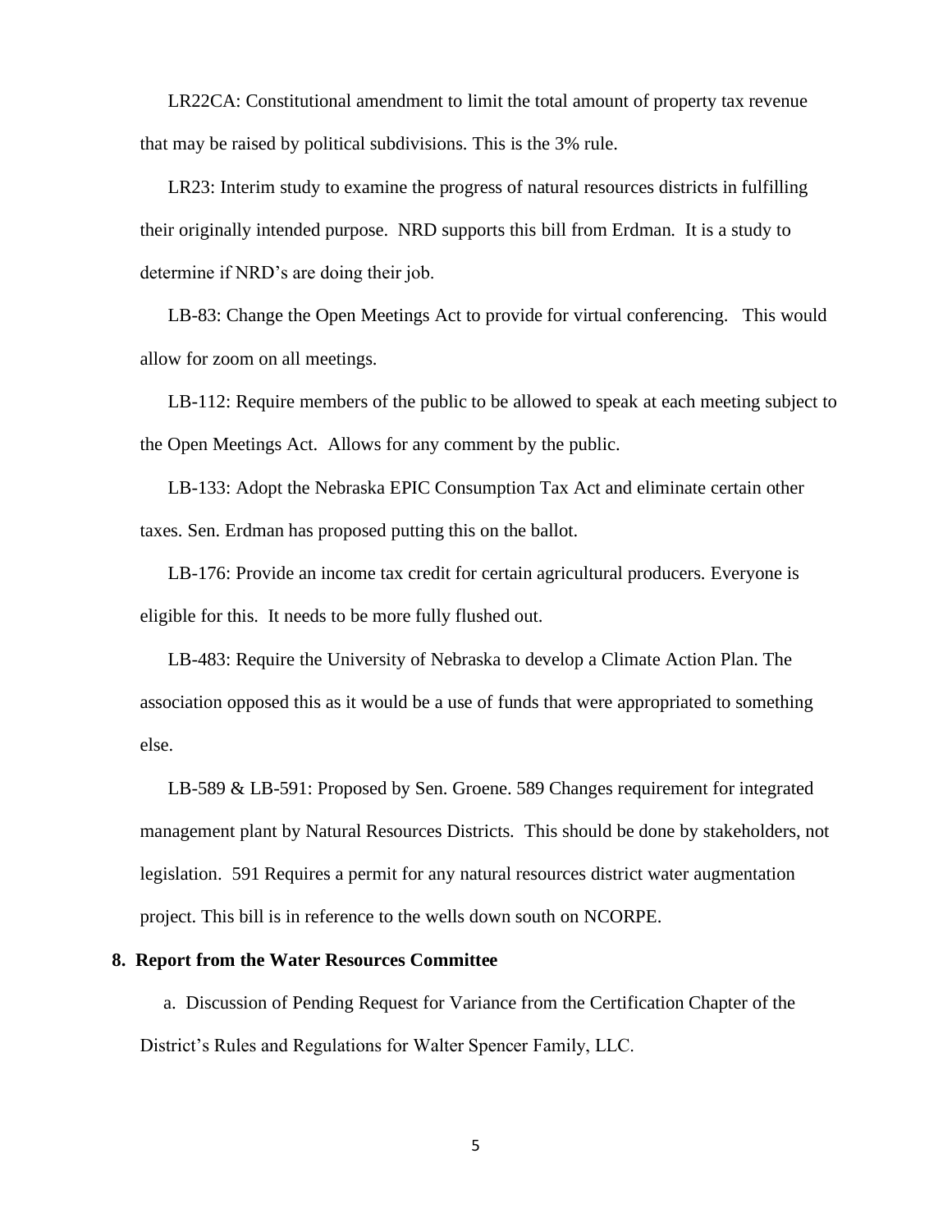LR22CA: Constitutional amendment to limit the total amount of property tax revenue that may be raised by political subdivisions. This is the 3% rule.

LR23: Interim study to examine the progress of natural resources districts in fulfilling their originally intended purpose. NRD supports this bill from Erdman. It is a study to determine if NRD's are doing their job.

LB-83: Change the Open Meetings Act to provide for virtual conferencing. This would allow for zoom on all meetings.

LB-112: Require members of the public to be allowed to speak at each meeting subject to the Open Meetings Act. Allows for any comment by the public.

LB-133: Adopt the Nebraska EPIC Consumption Tax Act and eliminate certain other taxes. Sen. Erdman has proposed putting this on the ballot.

LB-176: Provide an income tax credit for certain agricultural producers. Everyone is eligible for this. It needs to be more fully flushed out.

LB-483: Require the University of Nebraska to develop a Climate Action Plan. The association opposed this as it would be a use of funds that were appropriated to something else.

LB-589 & LB-591: Proposed by Sen. Groene. 589 Changes requirement for integrated management plant by Natural Resources Districts. This should be done by stakeholders, not legislation. 591 Requires a permit for any natural resources district water augmentation project. This bill is in reference to the wells down south on NCORPE.

**8. Report from the Water Resources Committee**

a. Discussion of Pending Request for Variance from the Certification Chapter of the District's Rules and Regulations for Walter Spencer Family, LLC.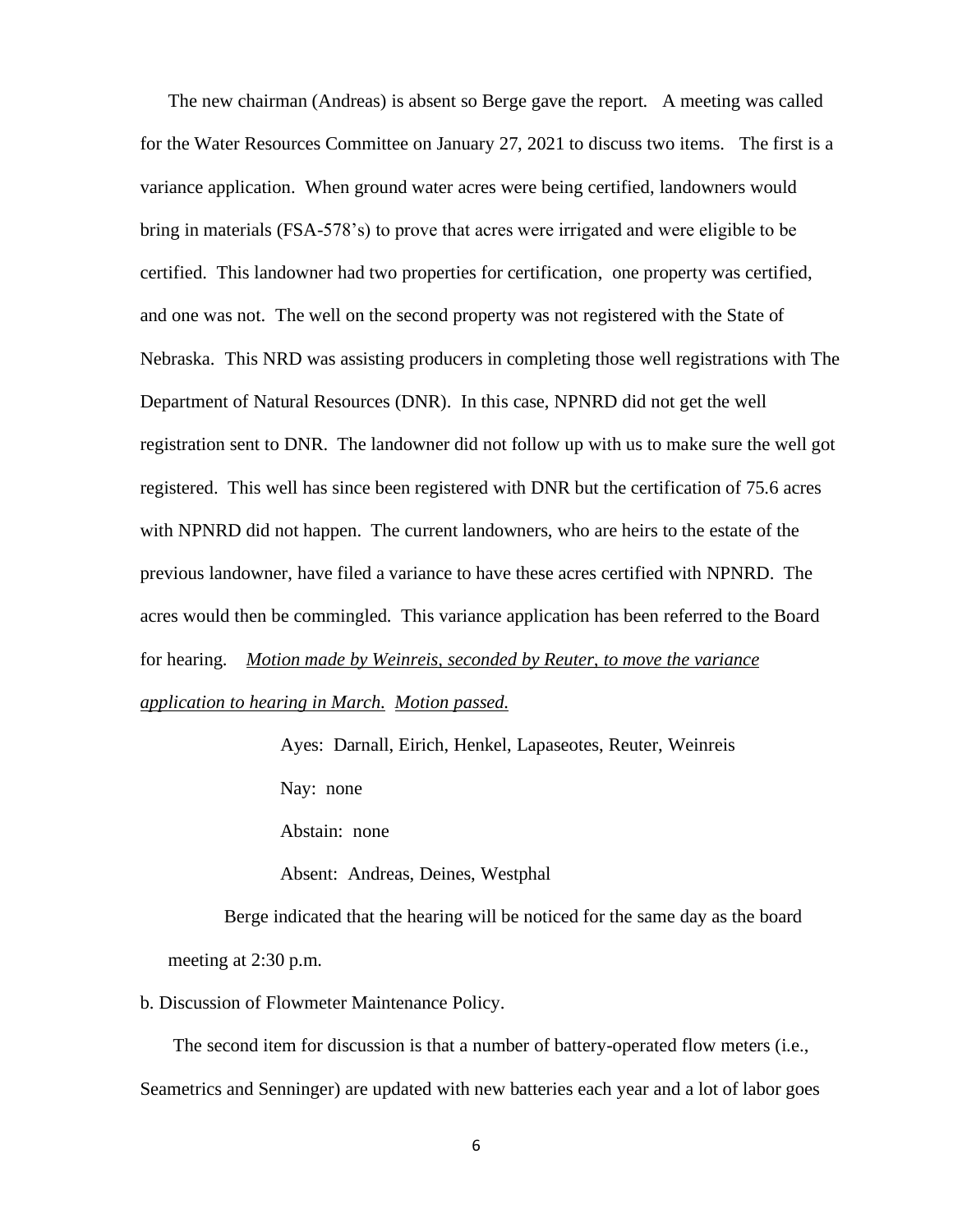The new chairman (Andreas) is absent so Berge gave the report. A meeting was called for the Water Resources Committee on January 27, 2021 to discuss two items. The first is a variance application. When ground water acres were being certified, landowners would bring in materials (FSA-578's) to prove that acres were irrigated and were eligible to be certified. This landowner had two properties for certification, one property was certified, and one was not. The well on the second property was not registered with the State of Nebraska. This NRD was assisting producers in completing those well registrations with The Department of Natural Resources (DNR). In this case, NPNRD did not get the well registration sent to DNR. The landowner did not follow up with us to make sure the well got registered. This well has since been registered with DNR but the certification of 75.6 acres with NPNRD did not happen. The current landowners, who are heirs to the estate of the previous landowner, have filed a variance to have these acres certified with NPNRD. The acres would then be commingled. This variance application has been referred to the Board for hearing. <u>*Motion made by Weinreis, seconded by Reuter, to move the variance application to hearing in March.*</u> <u>*Motion passed.*</u>

Ayes: Darnall, Eirich, Henkel, Lapaseotes, Reuter, Weinreis

Nay: none

Abstain: none

Absent: Andreas, Deines, Westphal

Berge indicated that the hearing will be noticed for the same day as the board meeting at 2:30 p.m.

b. Discussion of Flowmeter Maintenance Policy.

The second item for discussion is that a number of battery-operated flow meters (i.e., Seametrics and Senninger) are updated with new batteries each year and a lot of labor goes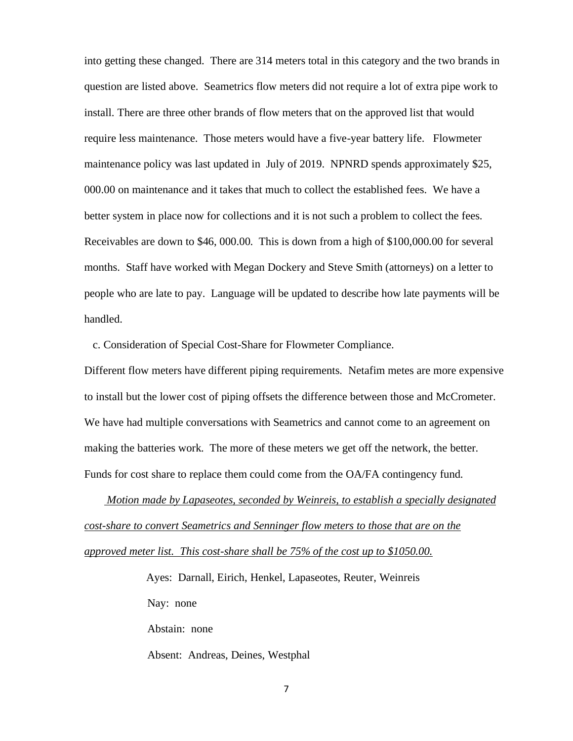into getting these changed. There are 314 meters total in this category and the two brands in question are listed above. Seametrics flow meters did not require a lot of extra pipe work to install. There are three other brands of flow meters that on the approved list that would require less maintenance. Those meters would have a five-year battery life. Flowmeter maintenance policy was last updated in July of 2019. NPNRD spends approximately $25, 000.00 on maintenance and it takes that much to collect the established fees. We have a better system in place now for collections and it is not such a problem to collect the fees. Receivables are down to $46, 000.00. This is down from a high of $100,000.00 for several months. Staff have worked with Megan Dockery and Steve Smith (attorneys) on a letter to people who are late to pay. Language will be updated to describe how late payments will be handled.

c. Consideration of Special Cost-Share for Flowmeter Compliance.

Different flow meters have different piping requirements. Netafim metes are more expensive to install but the lower cost of piping offsets the difference between those and McCrometer. We have had multiple conversations with Seametrics and cannot come to an agreement on making the batteries work. The more of these meters we get off the network, the better. Funds for cost share to replace them could come from the OA/FA contingency fund.

*Motion made by Lapaseotes, seconded by Weinreis, to establish a specially designated cost-share to convert Seametrics and Senninger flow meters to those that are on the approved meter list. This cost-share shall be 75% of the cost up to $1050.00.*

Ayes: Darnall, Eirich, Henkel, Lapaseotes, Reuter, Weinreis

Nay: none

Abstain: none

Absent: Andreas, Deines, Westphal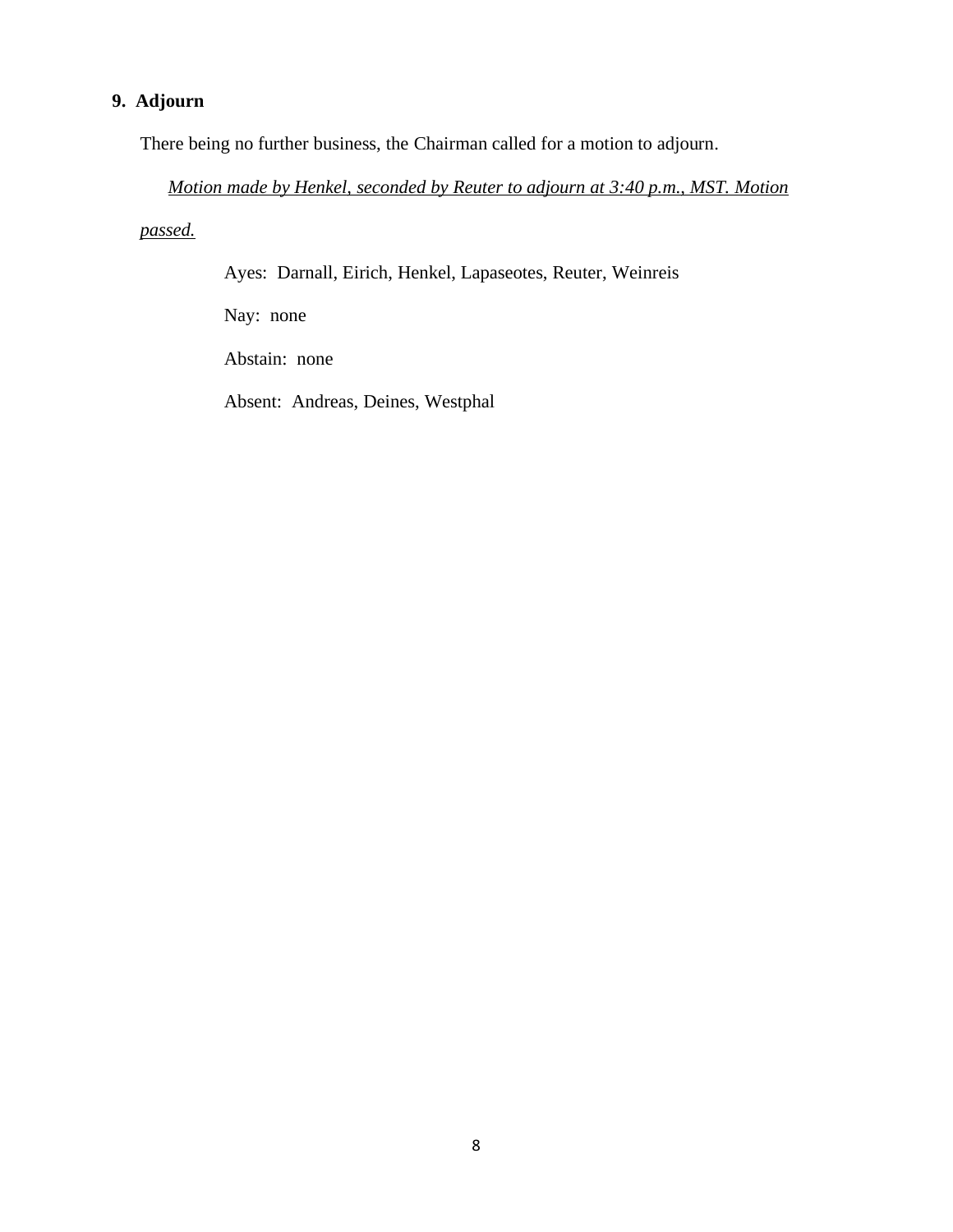**9. Adjourn**

There being no further business, the Chairman called for a motion to adjourn.

*Motion made by Henkel, seconded by Reuter to adjourn at 3:40 p.m., MST. Motion passed.*

Ayes: Darnall, Eirich, Henkel, Lapaseotes, Reuter, Weinreis

Nay: none

Abstain: none

Absent: Andreas, Deines, Westphal